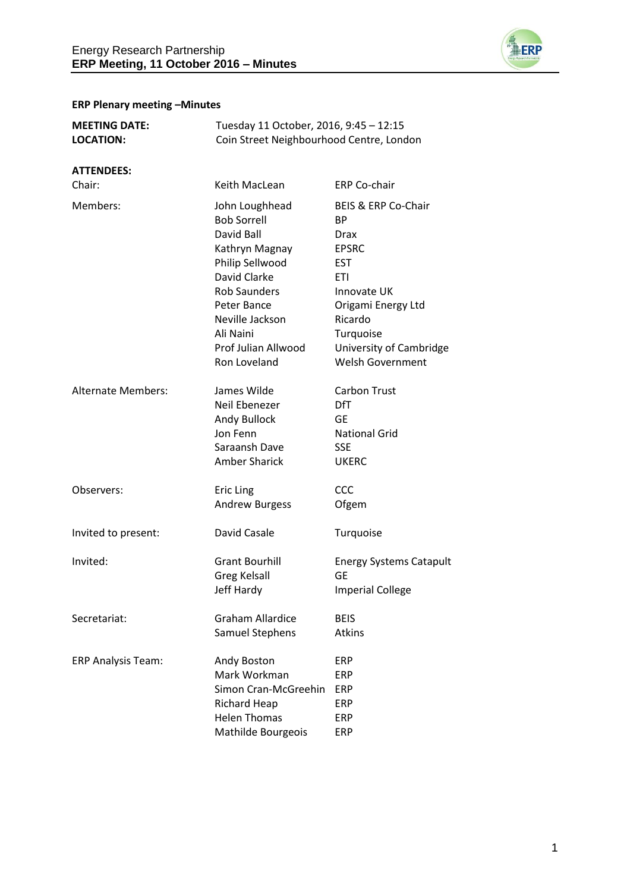**ERP Plenary meeting –Minutes**

**MEETING DATE:** Tuesday 11 October, 2016, 9:45 – 12:15
**LOCATION:** Coin Street Neighbourhood Centre, London

**ATTENDEES:**

| | | |
|---|---|---|
| Chair: | Keith MacLean | ERP Co-chair |
| Members: | John Loughhead | BEIS & ERP Co-Chair |
| | Bob Sorrell | BP |
| | David Ball | Drax |
| | Kathryn Magnay | EPSRC |
| | Philip Sellwood | EST |
| | David Clarke | ETI |
| | Rob Saunders | Innovate UK |
| | Peter Bance | Origami Energy Ltd |
| | Neville Jackson | Ricardo |
| | Ali Naini | Turquoise |
| | Prof Julian Allwood | University of Cambridge |
| | Ron Loveland | Welsh Government |
| Alternate Members: | James Wilde | Carbon Trust |
| | Neil Ebenezer | DfT |
| | Andy Bullock | GE |
| | Jon Fenn | National Grid |
| | Saraansh Dave | SSE |
| | Amber Sharick | UKERC |
| Observers: | Eric Ling | CCC |
| | Andrew Burgess | Ofgem |
| Invited to present: | David Casale | Turquoise |
| Invited: | Grant Bourhill | Energy Systems Catapult |
| | Greg Kelsall | GE |
| | Jeff Hardy | Imperial College |
| Secretariat: | Graham Allardice | BEIS |
| | Samuel Stephens | Atkins |
| ERP Analysis Team: | Andy Boston | ERP |
| | Mark Workman | ERP |
| | Simon Cran-McGreehin | ERP |
| | Richard Heap | ERP |
| | Helen Thomas | ERP |
| | Mathilde Bourgeois | ERP |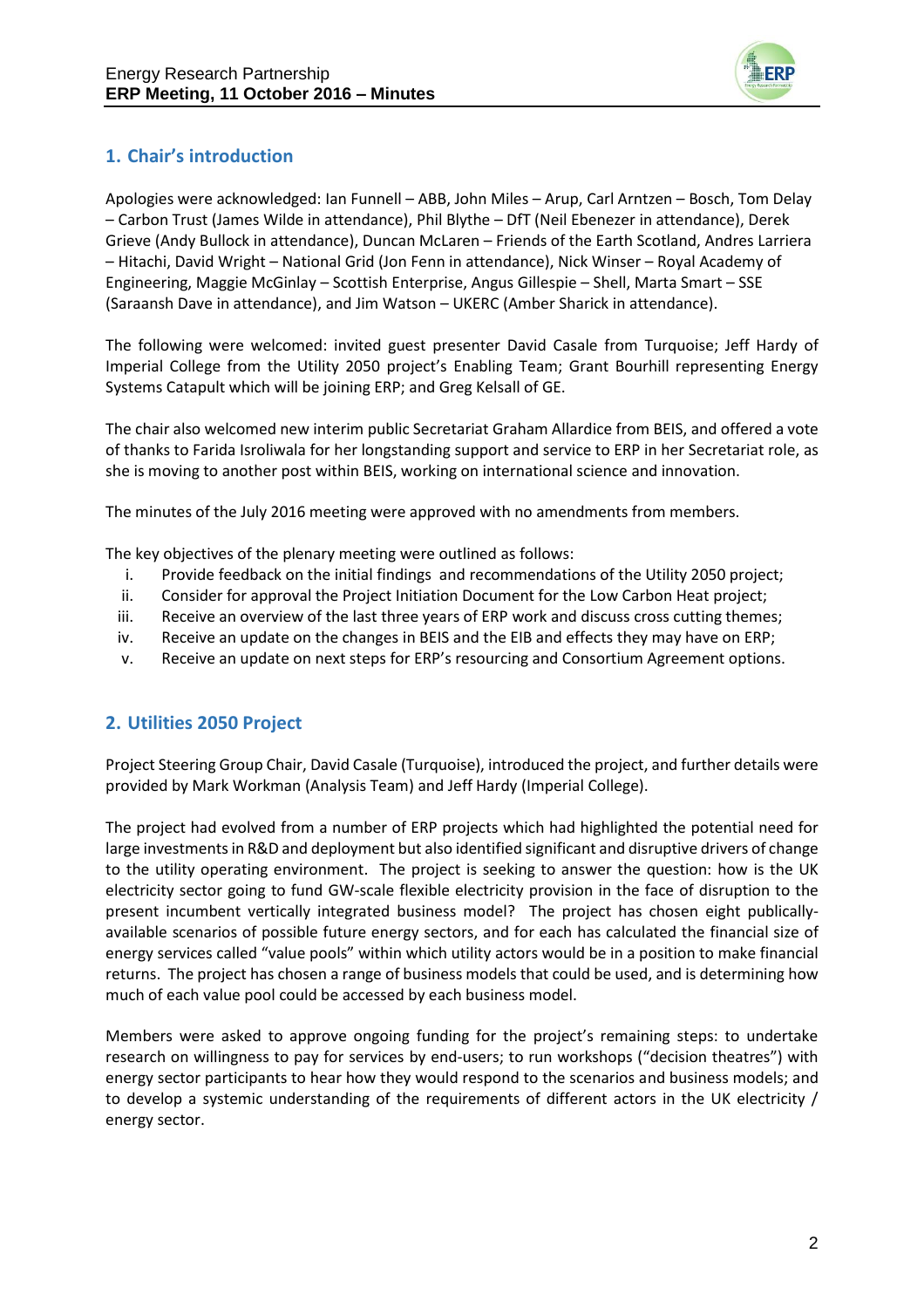## 1. Chair's introduction

Apologies were acknowledged: Ian Funnell – ABB, John Miles – Arup, Carl Arntzen – Bosch, Tom Delay – Carbon Trust (James Wilde in attendance), Phil Blythe – DfT (Neil Ebenezer in attendance), Derek Grieve (Andy Bullock in attendance), Duncan McLaren – Friends of the Earth Scotland, Andres Larriera – Hitachi, David Wright – National Grid (Jon Fenn in attendance), Nick Winser – Royal Academy of Engineering, Maggie McGinlay – Scottish Enterprise, Angus Gillespie – Shell, Marta Smart – SSE (Saraansh Dave in attendance), and Jim Watson – UKERC (Amber Sharick in attendance).

The following were welcomed: invited guest presenter David Casale from Turquoise; Jeff Hardy of Imperial College from the Utility 2050 project's Enabling Team; Grant Bourhill representing Energy Systems Catapult which will be joining ERP; and Greg Kelsall of GE.

The chair also welcomed new interim public Secretariat Graham Allardice from BEIS, and offered a vote of thanks to Farida Isroliwala for her longstanding support and service to ERP in her Secretariat role, as she is moving to another post within BEIS, working on international science and innovation.

The minutes of the July 2016 meeting were approved with no amendments from members.

The key objectives of the plenary meeting were outlined as follows:

- i. Provide feedback on the initial findings and recommendations of the Utility 2050 project;
- ii. Consider for approval the Project Initiation Document for the Low Carbon Heat project;
- iii. Receive an overview of the last three years of ERP work and discuss cross cutting themes;
- iv. Receive an update on the changes in BEIS and the EIB and effects they may have on ERP;
- v. Receive an update on next steps for ERP's resourcing and Consortium Agreement options.

## 2. Utilities 2050 Project

Project Steering Group Chair, David Casale (Turquoise), introduced the project, and further details were provided by Mark Workman (Analysis Team) and Jeff Hardy (Imperial College).

The project had evolved from a number of ERP projects which had highlighted the potential need for large investments in R&D and deployment but also identified significant and disruptive drivers of change to the utility operating environment. The project is seeking to answer the question: how is the UK electricity sector going to fund GW-scale flexible electricity provision in the face of disruption to the present incumbent vertically integrated business model? The project has chosen eight publically-available scenarios of possible future energy sectors, and for each has calculated the financial size of energy services called "value pools" within which utility actors would be in a position to make financial returns. The project has chosen a range of business models that could be used, and is determining how much of each value pool could be accessed by each business model.

Members were asked to approve ongoing funding for the project's remaining steps: to undertake research on willingness to pay for services by end-users; to run workshops ("decision theatres") with energy sector participants to hear how they would respond to the scenarios and business models; and to develop a systemic understanding of the requirements of different actors in the UK electricity / energy sector.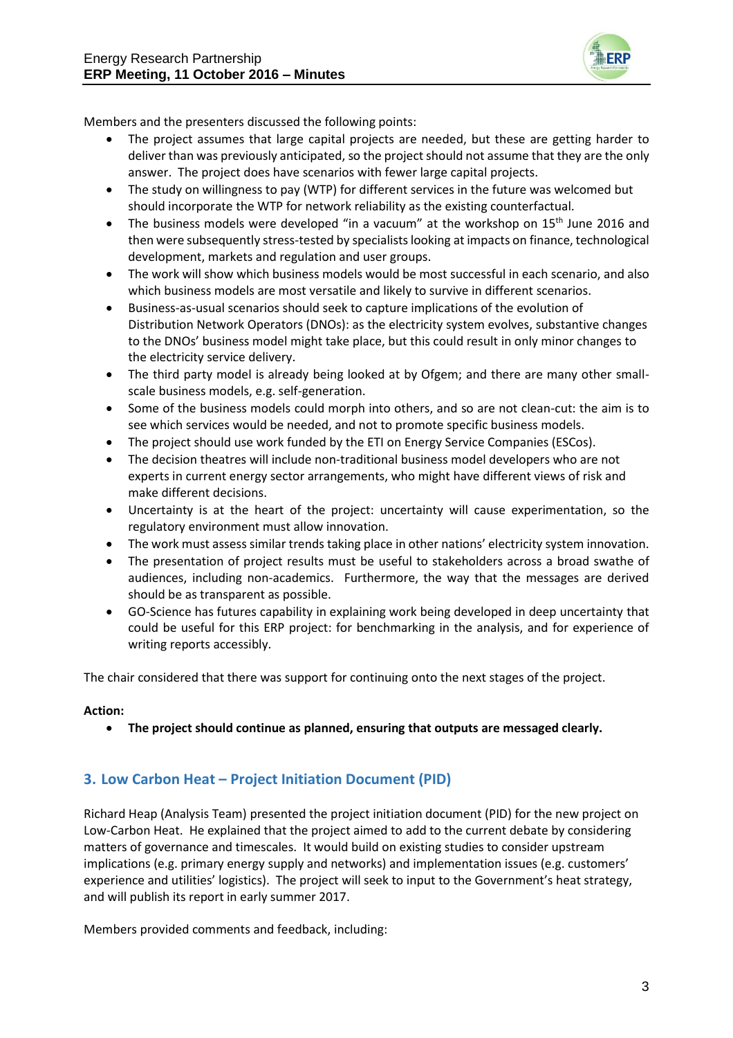Members and the presenters discussed the following points:

- The project assumes that large capital projects are needed, but these are getting harder to deliver than was previously anticipated, so the project should not assume that they are the only answer. The project does have scenarios with fewer large capital projects.
- The study on willingness to pay (WTP) for different services in the future was welcomed but should incorporate the WTP for network reliability as the existing counterfactual.
- The business models were developed "in a vacuum" at the workshop on 15th June 2016 and then were subsequently stress-tested by specialists looking at impacts on finance, technological development, markets and regulation and user groups.
- The work will show which business models would be most successful in each scenario, and also which business models are most versatile and likely to survive in different scenarios.
- Business-as-usual scenarios should seek to capture implications of the evolution of Distribution Network Operators (DNOs): as the electricity system evolves, substantive changes to the DNOs' business model might take place, but this could result in only minor changes to the electricity service delivery.
- The third party model is already being looked at by Ofgem; and there are many other small-scale business models, e.g. self-generation.
- Some of the business models could morph into others, and so are not clean-cut: the aim is to see which services would be needed, and not to promote specific business models.
- The project should use work funded by the ETI on Energy Service Companies (ESCos).
- The decision theatres will include non-traditional business model developers who are not experts in current energy sector arrangements, who might have different views of risk and make different decisions.
- Uncertainty is at the heart of the project: uncertainty will cause experimentation, so the regulatory environment must allow innovation.
- The work must assess similar trends taking place in other nations' electricity system innovation.
- The presentation of project results must be useful to stakeholders across a broad swathe of audiences, including non-academics. Furthermore, the way that the messages are derived should be as transparent as possible.
- GO-Science has futures capability in explaining work being developed in deep uncertainty that could be useful for this ERP project: for benchmarking in the analysis, and for experience of writing reports accessibly.

The chair considered that there was support for continuing onto the next stages of the project.

**Action:**

- **The project should continue as planned, ensuring that outputs are messaged clearly.**

## 3. Low Carbon Heat – Project Initiation Document (PID)

Richard Heap (Analysis Team) presented the project initiation document (PID) for the new project on Low-Carbon Heat. He explained that the project aimed to add to the current debate by considering matters of governance and timescales. It would build on existing studies to consider upstream implications (e.g. primary energy supply and networks) and implementation issues (e.g. customers' experience and utilities' logistics). The project will seek to input to the Government's heat strategy, and will publish its report in early summer 2017.

Members provided comments and feedback, including: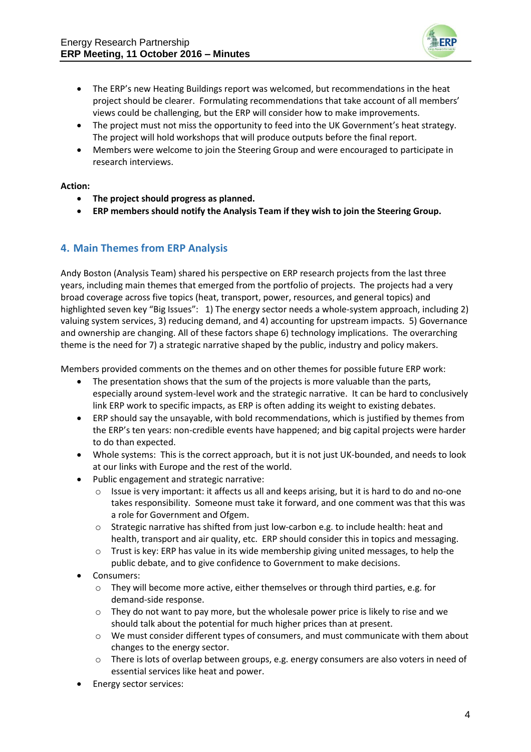- The ERP's new Heating Buildings report was welcomed, but recommendations in the heat project should be clearer. Formulating recommendations that take account of all members' views could be challenging, but the ERP will consider how to make improvements.
- The project must not miss the opportunity to feed into the UK Government's heat strategy. The project will hold workshops that will produce outputs before the final report.
- Members were welcome to join the Steering Group and were encouraged to participate in research interviews.

**Action:**

- **The project should progress as planned.**
- **ERP members should notify the Analysis Team if they wish to join the Steering Group.**

## 4. Main Themes from ERP Analysis

Andy Boston (Analysis Team) shared his perspective on ERP research projects from the last three years, including main themes that emerged from the portfolio of projects. The projects had a very broad coverage across five topics (heat, transport, power, resources, and general topics) and highlighted seven key "Big Issues": 1) The energy sector needs a whole-system approach, including 2) valuing system services, 3) reducing demand, and 4) accounting for upstream impacts. 5) Governance and ownership are changing. All of these factors shape 6) technology implications. The overarching theme is the need for 7) a strategic narrative shaped by the public, industry and policy makers.

Members provided comments on the themes and on other themes for possible future ERP work:

- The presentation shows that the sum of the projects is more valuable than the parts, especially around system-level work and the strategic narrative. It can be hard to conclusively link ERP work to specific impacts, as ERP is often adding its weight to existing debates.
- ERP should say the unsayable, with bold recommendations, which is justified by themes from the ERP's ten years: non-credible events have happened; and big capital projects were harder to do than expected.
- Whole systems: This is the correct approach, but it is not just UK-bounded, and needs to look at our links with Europe and the rest of the world.
- Public engagement and strategic narrative:
    - Issue is very important: it affects us all and keeps arising, but it is hard to do and no-one takes responsibility. Someone must take it forward, and one comment was that this was a role for Government and Ofgem.
    - Strategic narrative has shifted from just low-carbon e.g. to include health: heat and health, transport and air quality, etc. ERP should consider this in topics and messaging.
    - Trust is key: ERP has value in its wide membership giving united messages, to help the public debate, and to give confidence to Government to make decisions.
- Consumers:
    - They will become more active, either themselves or through third parties, e.g. for demand-side response.
    - They do not want to pay more, but the wholesale power price is likely to rise and we should talk about the potential for much higher prices than at present.
    - We must consider different types of consumers, and must communicate with them about changes to the energy sector.
    - There is lots of overlap between groups, e.g. energy consumers are also voters in need of essential services like heat and power.
- Energy sector services: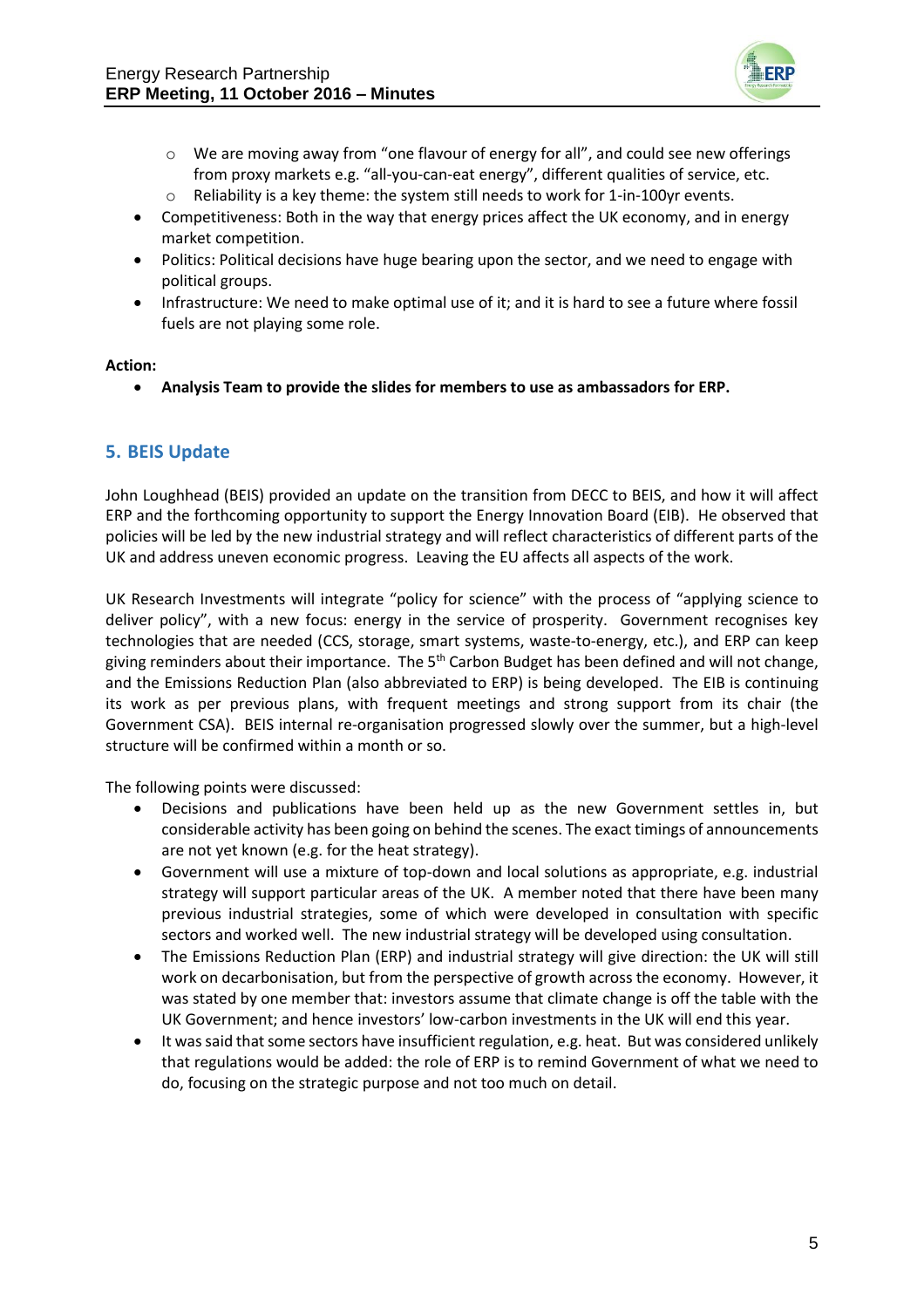- We are moving away from "one flavour of energy for all", and could see new offerings from proxy markets e.g. "all-you-can-eat energy", different qualities of service, etc.
    - Reliability is a key theme: the system still needs to work for 1-in-100yr events.
- Competitiveness: Both in the way that energy prices affect the UK economy, and in energy market competition.
- Politics: Political decisions have huge bearing upon the sector, and we need to engage with political groups.
- Infrastructure: We need to make optimal use of it; and it is hard to see a future where fossil fuels are not playing some role.

**Action:**

- **Analysis Team to provide the slides for members to use as ambassadors for ERP.**

## 5. BEIS Update

John Loughhead (BEIS) provided an update on the transition from DECC to BEIS, and how it will affect ERP and the forthcoming opportunity to support the Energy Innovation Board (EIB). He observed that policies will be led by the new industrial strategy and will reflect characteristics of different parts of the UK and address uneven economic progress. Leaving the EU affects all aspects of the work.

UK Research Investments will integrate "policy for science" with the process of "applying science to deliver policy", with a new focus: energy in the service of prosperity. Government recognises key technologies that are needed (CCS, storage, smart systems, waste-to-energy, etc.), and ERP can keep giving reminders about their importance. The 5th Carbon Budget has been defined and will not change, and the Emissions Reduction Plan (also abbreviated to ERP) is being developed. The EIB is continuing its work as per previous plans, with frequent meetings and strong support from its chair (the Government CSA). BEIS internal re-organisation progressed slowly over the summer, but a high-level structure will be confirmed within a month or so.

The following points were discussed:

- Decisions and publications have been held up as the new Government settles in, but considerable activity has been going on behind the scenes. The exact timings of announcements are not yet known (e.g. for the heat strategy).
- Government will use a mixture of top-down and local solutions as appropriate, e.g. industrial strategy will support particular areas of the UK. A member noted that there have been many previous industrial strategies, some of which were developed in consultation with specific sectors and worked well. The new industrial strategy will be developed using consultation.
- The Emissions Reduction Plan (ERP) and industrial strategy will give direction: the UK will still work on decarbonisation, but from the perspective of growth across the economy. However, it was stated by one member that: investors assume that climate change is off the table with the UK Government; and hence investors' low-carbon investments in the UK will end this year.
- It was said that some sectors have insufficient regulation, e.g. heat. But was considered unlikely that regulations would be added: the role of ERP is to remind Government of what we need to do, focusing on the strategic purpose and not too much on detail.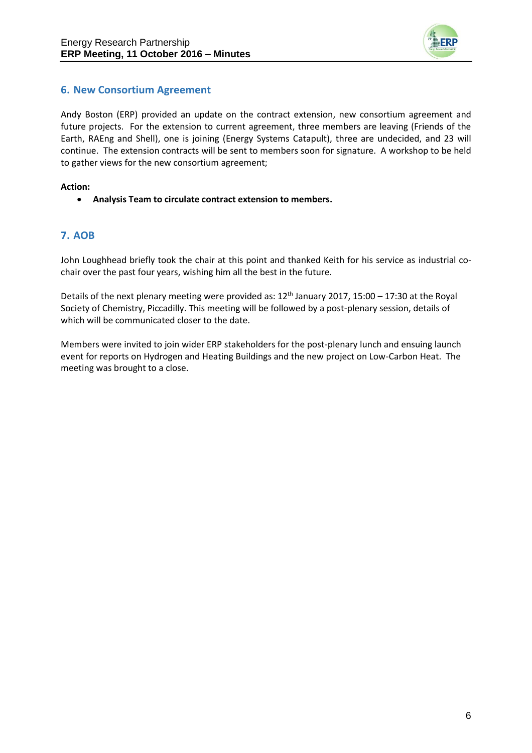## 6. New Consortium Agreement

Andy Boston (ERP) provided an update on the contract extension, new consortium agreement and future projects. For the extension to current agreement, three members are leaving (Friends of the Earth, RAEng and Shell), one is joining (Energy Systems Catapult), three are undecided, and 23 will continue. The extension contracts will be sent to members soon for signature. A workshop to be held to gather views for the new consortium agreement;

**Action:**

- **Analysis Team to circulate contract extension to members.**

## 7. AOB

John Loughhead briefly took the chair at this point and thanked Keith for his service as industrial co-chair over the past four years, wishing him all the best in the future.

Details of the next plenary meeting were provided as: 12th January 2017, 15:00 – 17:30 at the Royal Society of Chemistry, Piccadilly. This meeting will be followed by a post-plenary session, details of which will be communicated closer to the date.

Members were invited to join wider ERP stakeholders for the post-plenary lunch and ensuing launch event for reports on Hydrogen and Heating Buildings and the new project on Low-Carbon Heat. The meeting was brought to a close.